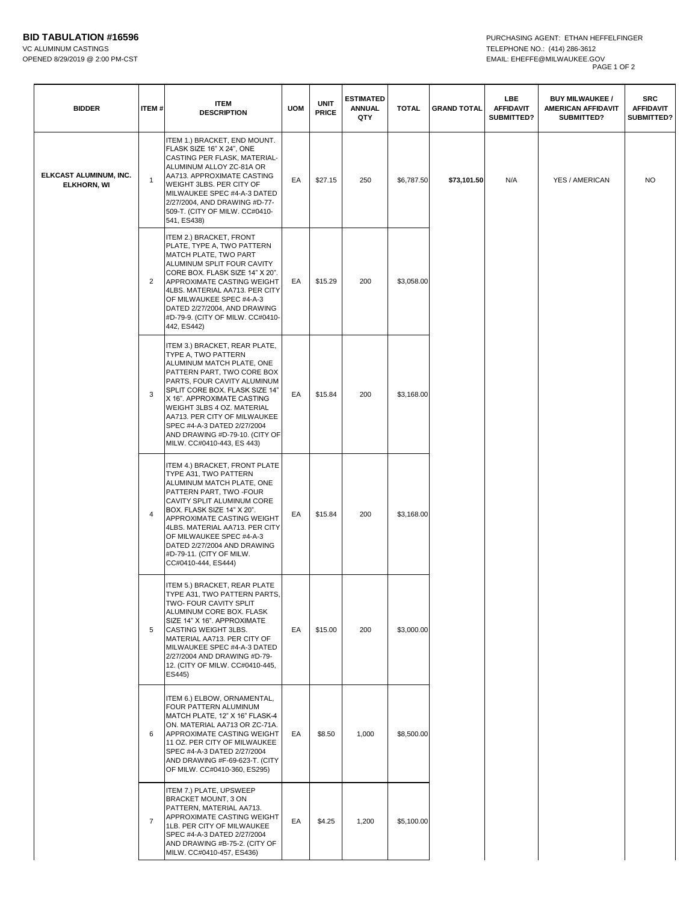**BID TABULATION #16596**
VC ALUMINUM CASTINGS
OPENED 8/29/2019 @ 2:00 PM-CST

PURCHASING AGENT: ETHAN HEFFELFINGER
TELEPHONE NO.: (414) 286-3612
EMAIL: EHEFFE@MILWAUKEE.GOV

| BIDDER | ITEM # | ITEM DESCRIPTION | UOM | UNIT PRICE | ESTIMATED ANNUAL QTY | TOTAL | GRAND TOTAL | LBE AFFIDAVIT SUBMITTED? | BUY MILWAUKEE / AMERICAN AFFIDAVIT SUBMITTED? | SRC AFFIDAVIT SUBMITTED? |
|---|---|---|---|---|---|---|---|---|---|---|
| **ELKCAST ALUMINUM, INC. ELKHORN, WI** | 1 | ITEM 1.) BRACKET, END MOUNT. FLASK SIZE 16" X 24", ONE CASTING PER FLASK, MATERIAL-ALUMINUM ALLOY ZC-81A OR AA713. APPROXIMATE CASTING WEIGHT 3LBS. PER CITY OF MILWAUKEE SPEC #4-A-3 DATED 2/27/2004, AND DRAWING #D-77-509-T. (CITY OF MILW. CC#0410-541, ES438) | EA | $27.15 | 250 | $6,787.50 | **$73,101.50** | N/A | YES / AMERICAN | NO |
| | 2 | ITEM 2.) BRACKET, FRONT PLATE, TYPE A, TWO PATTERN MATCH PLATE, TWO PART ALUMINUM SPLIT FOUR CAVITY CORE BOX. FLASK SIZE 14" X 20". APPROXIMATE CASTING WEIGHT 4LBS. MATERIAL AA713. PER CITY OF MILWAUKEE SPEC #4-A-3 DATED 2/27/2004, AND DRAWING #D-79-9. (CITY OF MILW. CC#0410-442, ES442) | EA | $15.29 | 200 | $3,058.00 | | | | |
| | 3 | ITEM 3.) BRACKET, REAR PLATE, TYPE A, TWO PATTERN ALUMINUM MATCH PLATE, ONE PATTERN PART, TWO CORE BOX PARTS, FOUR CAVITY ALUMINUM SPLIT CORE BOX. FLASK SIZE 14" X 16". APPROXIMATE CASTING WEIGHT 3LBS 4 OZ. MATERIAL AA713. PER CITY OF MILWAUKEE SPEC #4-A-3 DATED 2/27/2004 AND DRAWING #D-79-10. (CITY OF MILW. CC#0410-443, ES 443) | EA | $15.84 | 200 | $3,168.00 | | | | |
| | 4 | ITEM 4.) BRACKET, FRONT PLATE TYPE A31, TWO PATTERN ALUMINUM MATCH PLATE, ONE PATTERN PART, TWO -FOUR CAVITY SPLIT ALUMINUM CORE BOX. FLASK SIZE 14" X 20". APPROXIMATE CASTING WEIGHT 4LBS. MATERIAL AA713. PER CITY OF MILWAUKEE SPEC #4-A-3 DATED 2/27/2004 AND DRAWING #D-79-11. (CITY OF MILW. CC#0410-444, ES444) | EA | $15.84 | 200 | $3,168.00 | | | | |
| | 5 | ITEM 5.) BRACKET, REAR PLATE TYPE A31, TWO PATTERN PARTS, TWO- FOUR CAVITY SPLIT ALUMINUM CORE BOX. FLASK SIZE 14" X 16". APPROXIMATE CASTING WEIGHT 3LBS. MATERIAL AA713. PER CITY OF MILWAUKEE SPEC #4-A-3 DATED 2/27/2004 AND DRAWING #D-79-12. (CITY OF MILW. CC#0410-445, ES445) | EA | $15.00 | 200 | $3,000.00 | | | | |
| | 6 | ITEM 6.) ELBOW, ORNAMENTAL, FOUR PATTERN ALUMINUM MATCH PLATE, 12" X 16" FLASK-4 ON. MATERIAL AA713 OR ZC-71A. APPROXIMATE CASTING WEIGHT 11 OZ. PER CITY OF MILWAUKEE SPEC #4-A-3 DATED 2/27/2004 AND DRAWING #F-69-623-T. (CITY OF MILW. CC#0410-360, ES295) | EA | $8.50 | 1,000 | $8,500.00 | | | | |
| | 7 | ITEM 7.) PLATE, UPSWEEP BRACKET MOUNT, 3 ON PATTERN, MATERIAL AA713. APPROXIMATE CASTING WEIGHT 1LB. PER CITY OF MILWAUKEE SPEC #4-A-3 DATED 2/27/2004 AND DRAWING #B-75-2. (CITY OF MILW. CC#0410-457, ES436) | EA | $4.25 | 1,200 | $5,100.00 | | | | |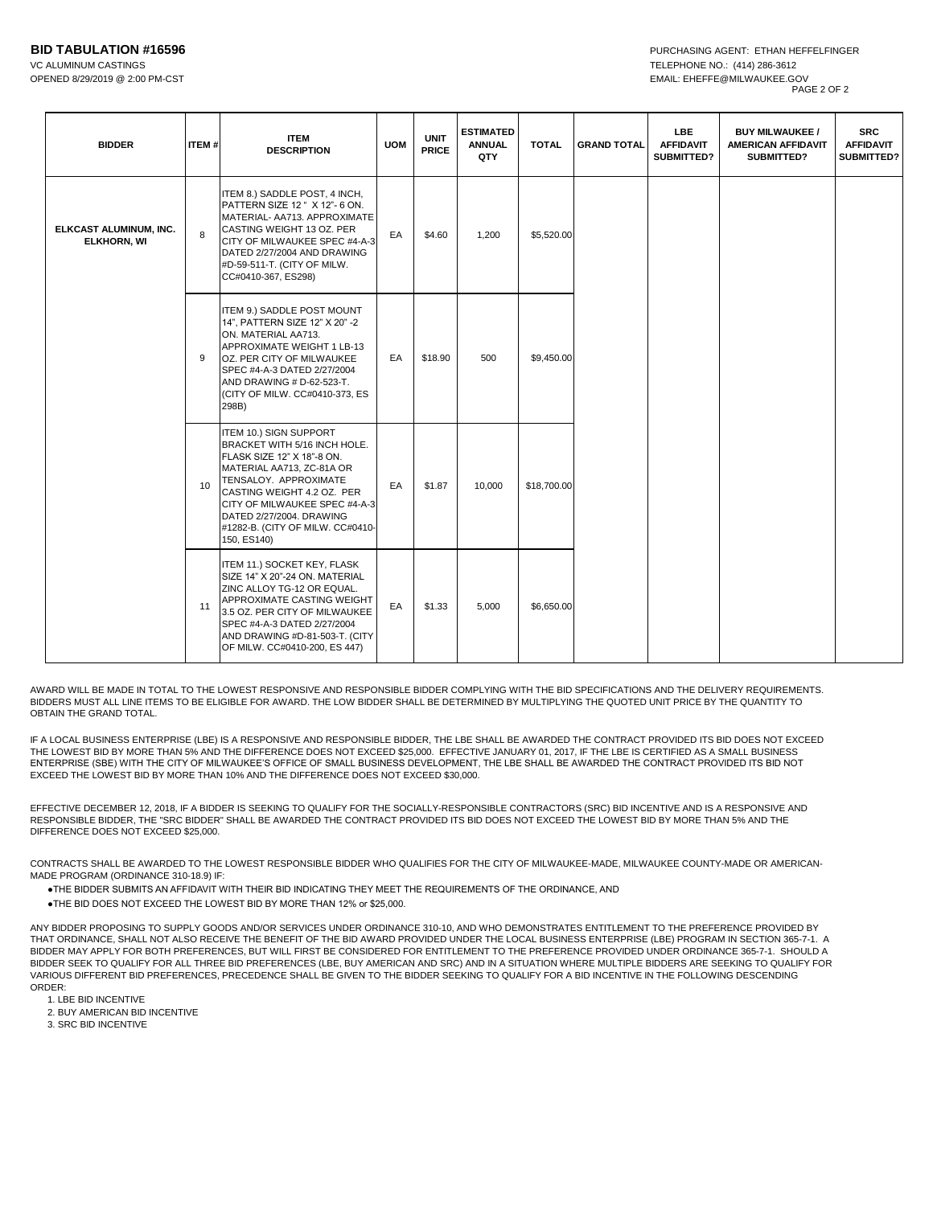**BID TABULATION #16596**
VC ALUMINUM CASTINGS
OPENED 8/29/2019 @ 2:00 PM-CST

PURCHASING AGENT: ETHAN HEFFELFINGER
TELEPHONE NO.: (414) 286-3612
EMAIL: EHEFFE@MILWAUKEE.GOV

| BIDDER | ITEM # | ITEM DESCRIPTION | UOM | UNIT PRICE | ESTIMATED ANNUAL QTY | TOTAL | GRAND TOTAL | LBE AFFIDAVIT SUBMITTED? | BUY MILWAUKEE / AMERICAN AFFIDAVIT SUBMITTED? | SRC AFFIDAVIT SUBMITTED? |
|---|---|---|---|---|---|---|---|---|---|---|
| **ELKCAST ALUMINUM, INC. ELKHORN, WI** | 8 | ITEM 8.) SADDLE POST, 4 INCH, PATTERN SIZE 12 " X 12"- 6 ON. MATERIAL- AA713. APPROXIMATE CASTING WEIGHT 13 OZ. PER CITY OF MILWAUKEE SPEC #4-A-3 DATED 2/27/2004 AND DRAWING #D-59-511-T. (CITY OF MILW. CC#0410-367, ES298) | EA | $4.60 | 1,200 | $5,520.00 | | | | |
| | 9 | ITEM 9.) SADDLE POST MOUNT 14", PATTERN SIZE 12" X 20" -2 ON. MATERIAL AA713. APPROXIMATE WEIGHT 1 LB-13 OZ. PER CITY OF MILWAUKEE SPEC #4-A-3 DATED 2/27/2004 AND DRAWING # D-62-523-T. (CITY OF MILW. CC#0410-373, ES 298B) | EA | $18.90 | 500 | $9,450.00 | | | | |
| | 10 | ITEM 10.) SIGN SUPPORT BRACKET WITH 5/16 INCH HOLE. FLASK SIZE 12" X 18"-8 ON. MATERIAL AA713, ZC-81A OR TENSALOY. APPROXIMATE CASTING WEIGHT 4.2 OZ. PER CITY OF MILWAUKEE SPEC #4-A-3 DATED 2/27/2004. DRAWING #1282-B. (CITY OF MILW. CC#0410-150, ES140) | EA | $1.87 | 10,000 | $18,700.00 | | | | |
| | 11 | ITEM 11.) SOCKET KEY, FLASK SIZE 14" X 20"-24 ON. MATERIAL ZINC ALLOY TG-12 OR EQUAL. APPROXIMATE CASTING WEIGHT 3.5 OZ. PER CITY OF MILWAUKEE SPEC #4-A-3 DATED 2/27/2004 AND DRAWING #D-81-503-T. (CITY OF MILW. CC#0410-200, ES 447) | EA | $1.33 | 5,000 | $6,650.00 | | | | |

AWARD WILL BE MADE IN TOTAL TO THE LOWEST RESPONSIVE AND RESPONSIBLE BIDDER COMPLYING WITH THE BID SPECIFICATIONS AND THE DELIVERY REQUIREMENTS. BIDDERS MUST ALL LINE ITEMS TO BE ELIGIBLE FOR AWARD. THE LOW BIDDER SHALL BE DETERMINED BY MULTIPLYING THE QUOTED UNIT PRICE BY THE QUANTITY TO OBTAIN THE GRAND TOTAL.

IF A LOCAL BUSINESS ENTERPRISE (LBE) IS A RESPONSIVE AND RESPONSIBLE BIDDER, THE LBE SHALL BE AWARDED THE CONTRACT PROVIDED ITS BID DOES NOT EXCEED THE LOWEST BID BY MORE THAN 5% AND THE DIFFERENCE DOES NOT EXCEED $25,000. EFFECTIVE JANUARY 01, 2017, IF THE LBE IS CERTIFIED AS A SMALL BUSINESS ENTERPRISE (SBE) WITH THE CITY OF MILWAUKEE'S OFFICE OF SMALL BUSINESS DEVELOPMENT, THE LBE SHALL BE AWARDED THE CONTRACT PROVIDED ITS BID NOT EXCEED THE LOWEST BID BY MORE THAN 10% AND THE DIFFERENCE DOES NOT EXCEED $30,000.

EFFECTIVE DECEMBER 12, 2018, IF A BIDDER IS SEEKING TO QUALIFY FOR THE SOCIALLY-RESPONSIBLE CONTRACTORS (SRC) BID INCENTIVE AND IS A RESPONSIVE AND RESPONSIBLE BIDDER, THE "SRC BIDDER" SHALL BE AWARDED THE CONTRACT PROVIDED ITS BID DOES NOT EXCEED THE LOWEST BID BY MORE THAN 5% AND THE DIFFERENCE DOES NOT EXCEED $25,000.

CONTRACTS SHALL BE AWARDED TO THE LOWEST RESPONSIBLE BIDDER WHO QUALIFIES FOR THE CITY OF MILWAUKEE-MADE, MILWAUKEE COUNTY-MADE OR AMERICAN-MADE PROGRAM (ORDINANCE 310-18.9) IF:

- THE BIDDER SUBMITS AN AFFIDAVIT WITH THEIR BID INDICATING THEY MEET THE REQUIREMENTS OF THE ORDINANCE, AND
- THE BID DOES NOT EXCEED THE LOWEST BID BY MORE THAN 12% or $25,000.

ANY BIDDER PROPOSING TO SUPPLY GOODS AND/OR SERVICES UNDER ORDINANCE 310-10, AND WHO DEMONSTRATES ENTITLEMENT TO THE PREFERENCE PROVIDED BY THAT ORDINANCE, SHALL NOT ALSO RECEIVE THE BENEFIT OF THE BID AWARD PROVIDED UNDER THE LOCAL BUSINESS ENTERPRISE (LBE) PROGRAM IN SECTION 365-7-1. A BIDDER MAY APPLY FOR BOTH PREFERENCES, BUT WILL FIRST BE CONSIDERED FOR ENTITLEMENT TO THE PREFERENCE PROVIDED UNDER ORDINANCE 365-7-1. SHOULD A BIDDER SEEK TO QUALIFY FOR ALL THREE BID PREFERENCES (LBE, BUY AMERICAN AND SRC) AND IN A SITUATION WHERE MULTIPLE BIDDERS ARE SEEKING TO QUALIFY FOR VARIOUS DIFFERENT BID PREFERENCES, PRECEDENCE SHALL BE GIVEN TO THE BIDDER SEEKING TO QUALIFY FOR A BID INCENTIVE IN THE FOLLOWING DESCENDING ORDER:

1. LBE BID INCENTIVE
2. BUY AMERICAN BID INCENTIVE
3. SRC BID INCENTIVE